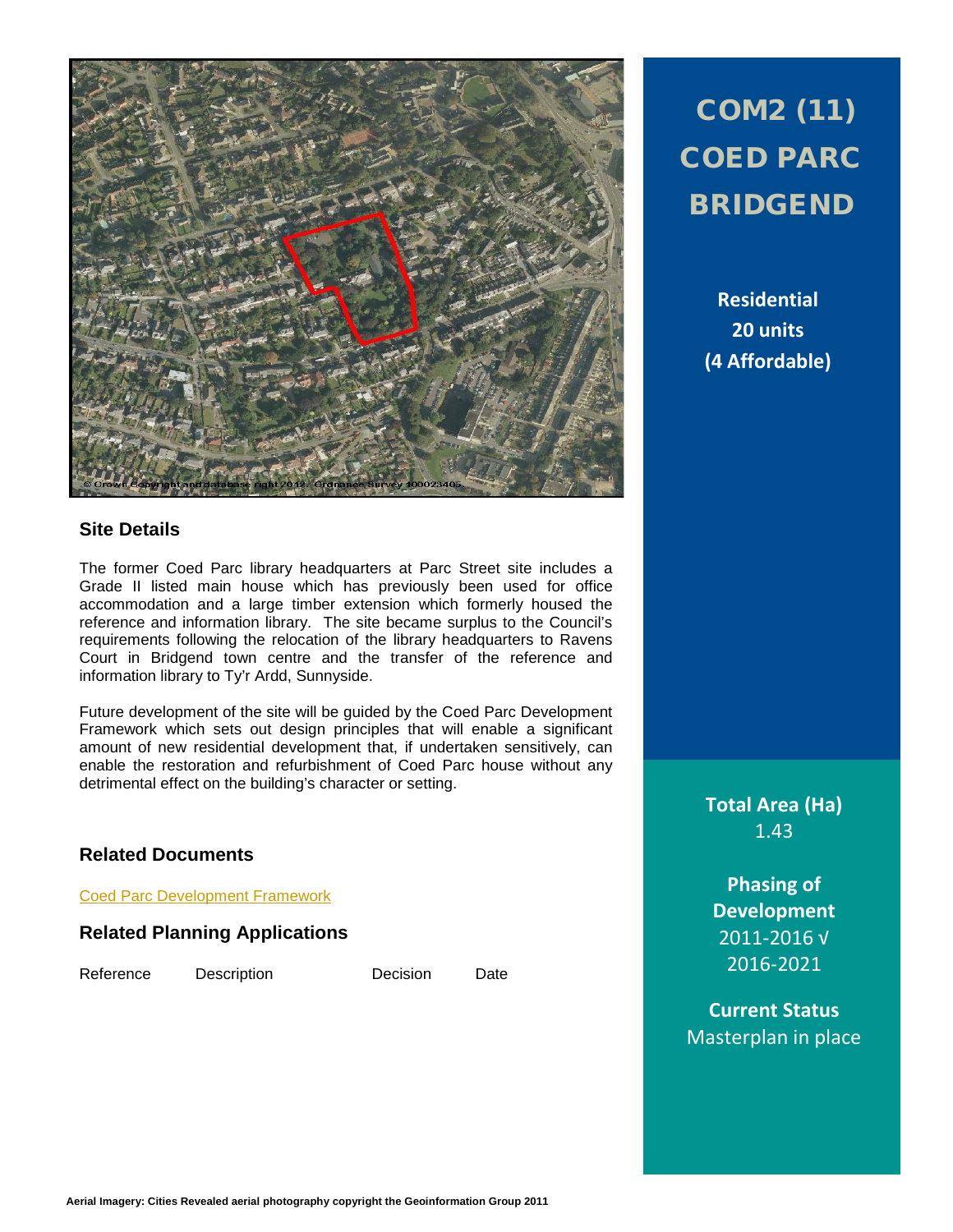# COM2 (11) COED PARC BRIDGEND

**Residential**
**20 units**
**(4 Affordable)**

## Site Details

The former Coed Parc library headquarters at Parc Street site includes a Grade II listed main house which has previously been used for office accommodation and a large timber extension which formerly housed the reference and information library. The site became surplus to the Council's requirements following the relocation of the library headquarters to Ravens Court in Bridgend town centre and the transfer of the reference and information library to Ty'r Ardd, Sunnyside.

Future development of the site will be guided by the Coed Parc Development Framework which sets out design principles that will enable a significant amount of new residential development that, if undertaken sensitively, can enable the restoration and refurbishment of Coed Parc house without any detrimental effect on the building's character or setting.

## Related Documents

Coed Parc Development Framework

## Related Planning Applications

| Reference | Description | Decision | Date |
|---|---|---|---|

**Total Area (Ha)**
1.43

**Phasing of Development**
2011-2016 √
2016-2021

**Current Status**
Masterplan in place

Aerial Imagery: Cities Revealed aerial photography copyright the Geoinformation Group 2011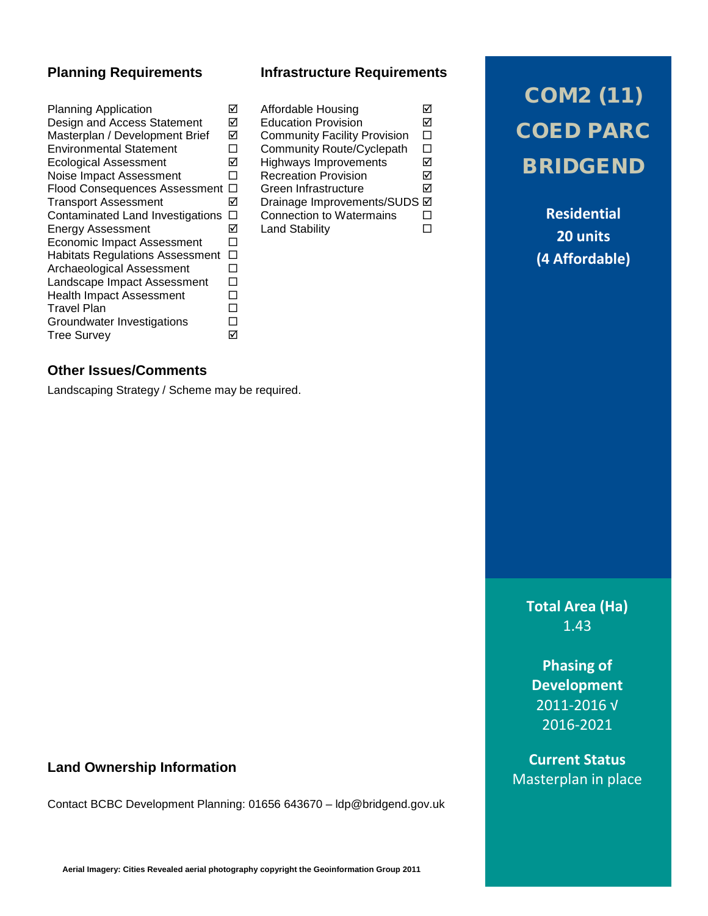# COM2 (11) COED PARC BRIDGEND

**Residential**
**20 units**
**(4 Affordable)**

## Planning Requirements

| | |
|---|---|
| Planning Application | ☑ |
| Design and Access Statement | ☑ |
| Masterplan / Development Brief | ☑ |
| Environmental Statement | ☐ |
| Ecological Assessment | ☑ |
| Noise Impact Assessment | ☐ |
| Flood Consequences Assessment | ☐ |
| Transport Assessment | ☑ |
| Contaminated Land Investigations | ☐ |
| Energy Assessment | ☑ |
| Economic Impact Assessment | ☐ |
| Habitats Regulations Assessment | ☐ |
| Archaeological Assessment | ☐ |
| Landscape Impact Assessment | ☐ |
| Health Impact Assessment | ☐ |
| Travel Plan | ☐ |
| Groundwater Investigations | ☐ |
| Tree Survey | ☑ |

## Infrastructure Requirements

| | |
|---|---|
| Affordable Housing | ☑ |
| Education Provision | ☑ |
| Community Facility Provision | ☐ |
| Community Route/Cyclepath | ☐ |
| Highways Improvements | ☑ |
| Recreation Provision | ☑ |
| Green Infrastructure | ☑ |
| Drainage Improvements/SUDS | ☑ |
| Connection to Watermains | ☐ |
| Land Stability | ☐ |

## Other Issues/Comments

Landscaping Strategy / Scheme may be required.

## Land Ownership Information

Contact BCBC Development Planning: 01656 643670 – ldp@bridgend.gov.uk

**Total Area (Ha)**
1.43

**Phasing of Development**
2011-2016 √
2016-2021

**Current Status**
Masterplan in place

**Aerial Imagery: Cities Revealed aerial photography copyright the Geoinformation Group 2011**